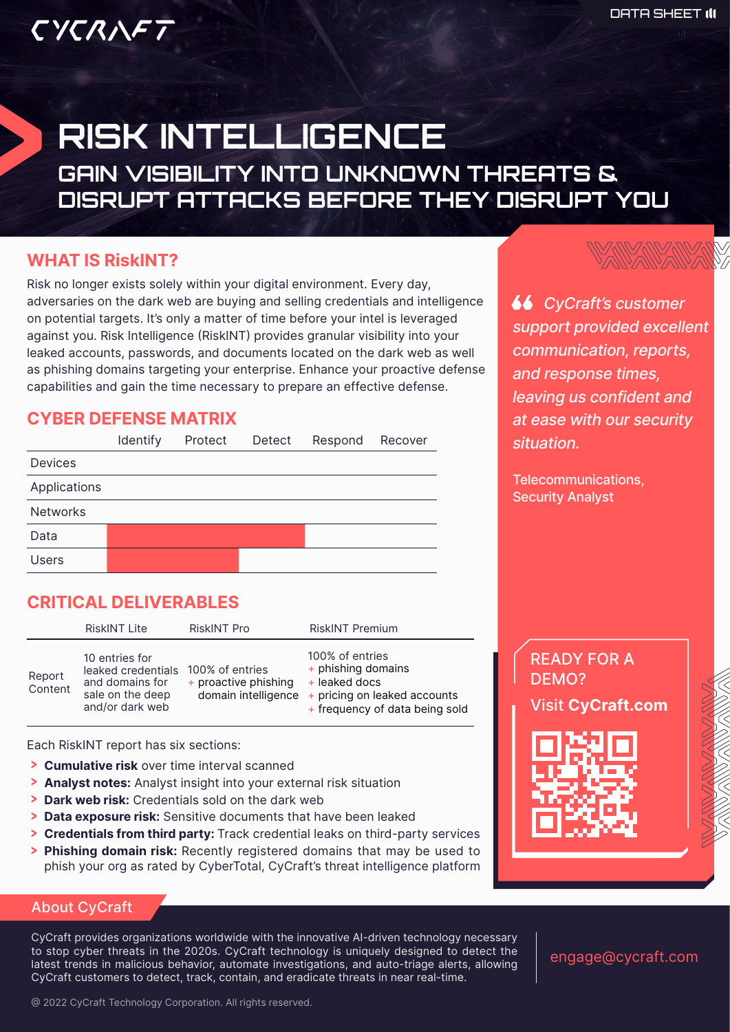CYCRAFT

DATA SHEET

# RISK INTELLIGENCE

## GAIN VISIBILITY INTO UNKNOWN THREATS & DISRUPT ATTACKS BEFORE THEY DISRUPT YOU

## WHAT IS RiskINT?

Risk no longer exists solely within your digital environment. Every day, adversaries on the dark web are buying and selling credentials and intelligence on potential targets. It's only a matter of time before your intel is leveraged against you. Risk Intelligence (RiskINT) provides granular visibility into your leaked accounts, passwords, and documents located on the dark web as well as phishing domains targeting your enterprise. Enhance your proactive defense capabilities and gain the time necessary to prepare an effective defense.

## CYBER DEFENSE MATRIX

| | Identify | Protect | Detect | Respond | Recover |
|---|---|---|---|---|---|
| Devices | | | | | |
| Applications | | | | | |
| Networks | | | | | |
| Data | ■ | ■ | ■ | | |
| Users | ■ | ■ | | | |

## CRITICAL DELIVERABLES

| | RiskINT Lite | RiskINT Pro | RiskINT Premium |
|---|---|---|---|
| Report Content | 10 entries for leaked credentials and domains for sale on the deep and/or dark web | 100% of entries + proactive phishing domain intelligence | 100% of entries + phishing domains + leaked docs + pricing on leaked accounts + frequency of data being sold |

Each RiskINT report has six sections:

- **Cumulative risk** over time interval scanned
- **Analyst notes:** Analyst insight into your external risk situation
- **Dark web risk:** Credentials sold on the dark web
- **Data exposure risk:** Sensitive documents that have been leaked
- **Credentials from third party:** Track credential leaks on third-party services
- **Phishing domain risk:** Recently registered domains that may be used to phish your org as rated by CyberTotal, CyCraft's threat intelligence platform

> *CyCraft's customer support provided excellent communication, reports, and response times, leaving us confident and at ease with our security situation.*
>
> Telecommunications, Security Analyst

READY FOR A DEMO?

Visit **CyCraft.com**

## About CyCraft

CyCraft provides organizations worldwide with the innovative AI-driven technology necessary to stop cyber threats in the 2020s. CyCraft technology is uniquely designed to detect the latest trends in malicious behavior, automate investigations, and auto-triage alerts, allowing CyCraft customers to detect, track, contain, and eradicate threats in near real-time.

engage@cycraft.com

@ 2022 CyCraft Technology Corporation. All rights reserved.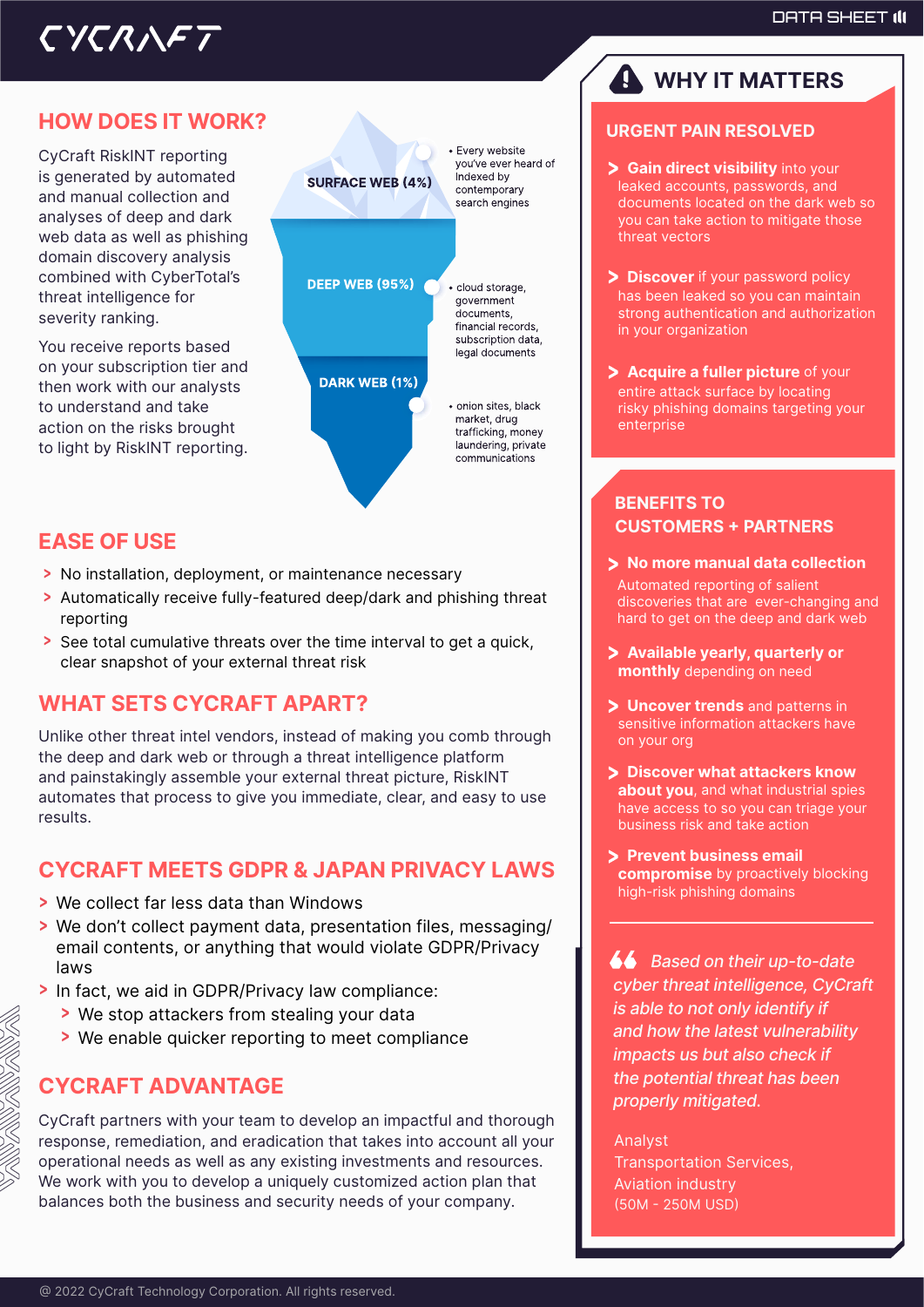CYCRAFT

DATA SHEET

## HOW DOES IT WORK?

CyCraft RiskINT reporting is generated by automated and manual collection and analyses of deep and dark web data as well as phishing domain discovery analysis combined with CyberTotal's threat intelligence for severity ranking.

You receive reports based on your subscription tier and then work with our analysts to understand and take action on the risks brought to light by RiskINT reporting.

SURFACE WEB (4%)
- Every website you've ever heard of Indexed by contemporary search engines

DEEP WEB (95%)
- cloud storage, government documents, financial records, subscription data, legal documents

DARK WEB (1%)
- onion sites, black market, drug trafficking, money laundering, private communications

## EASE OF USE

- No installation, deployment, or maintenance necessary
- Automatically receive fully-featured deep/dark and phishing threat reporting
- See total cumulative threats over the time interval to get a quick, clear snapshot of your external threat risk

## WHAT SETS CYCRAFT APART?

Unlike other threat intel vendors, instead of making you comb through the deep and dark web or through a threat intelligence platform and painstakingly assemble your external threat picture, RiskINT automates that process to give you immediate, clear, and easy to use results.

## CYCRAFT MEETS GDPR & JAPAN PRIVACY LAWS

- We collect far less data than Windows
- We don't collect payment data, presentation files, messaging/email contents, or anything that would violate GDPR/Privacy laws
- In fact, we aid in GDPR/Privacy law compliance:
  - We stop attackers from stealing your data
  - We enable quicker reporting to meet compliance

## CYCRAFT ADVANTAGE

CyCraft partners with your team to develop an impactful and thorough response, remediation, and eradication that takes into account all your operational needs as well as any existing investments and resources. We work with you to develop a uniquely customized action plan that balances both the business and security needs of your company.

## WHY IT MATTERS

### URGENT PAIN RESOLVED

- **Gain direct visibility** into your leaked accounts, passwords, and documents located on the dark web so you can take action to mitigate those threat vectors
- **Discover** if your password policy has been leaked so you can maintain strong authentication and authorization in your organization
- **Acquire a fuller picture** of your entire attack surface by locating risky phishing domains targeting your enterprise

### BENEFITS TO CUSTOMERS + PARTNERS

- **No more manual data collection** Automated reporting of salient discoveries that are ever-changing and hard to get on the deep and dark web
- **Available yearly, quarterly or monthly** depending on need
- **Uncover trends** and patterns in sensitive information attackers have on your org
- **Discover what attackers know about you**, and what industrial spies have access to so you can triage your business risk and take action
- **Prevent business email compromise** by proactively blocking high-risk phishing domains

> *Based on their up-to-date cyber threat intelligence, CyCraft is able to not only identify if and how the latest vulnerability impacts us but also check if the potential threat has been properly mitigated.*
>
> Analyst
> Transportation Services,
> Aviation industry
> (50M - 250M USD)

@ 2022 CyCraft Technology Corporation. All rights reserved.